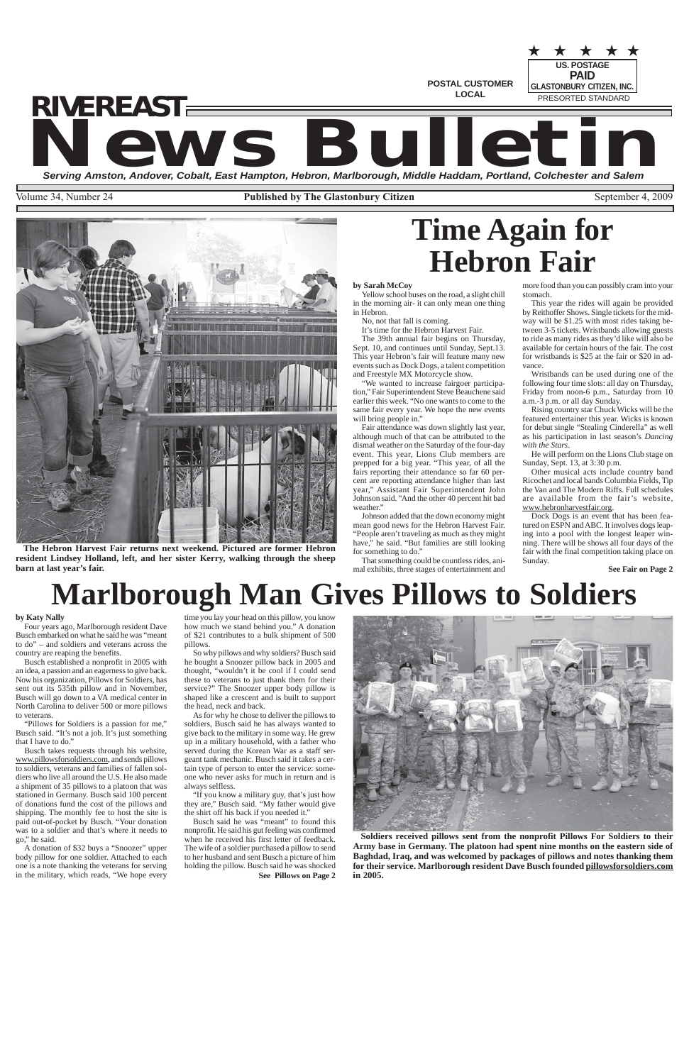POSTAL CUSTOMER
LOCAL

US. POSTAGE
PAID
GLASTONBURY CITIZEN, INC.
PRESORTED STANDARD

# RIVEREAST News Bulletin

*Serving Amston, Andover, Cobalt, East Hampton, Hebron, Marlborough, Middle Haddam, Portland, Colchester and Salem*

Volume 34, Number 24 | Published by The Glastonbury Citizen | September 4, 2009

**The Hebron Harvest Fair returns next weekend. Pictured are former Hebron resident Lindsey Holland, left, and her sister Kerry, walking through the sheep barn at last year's fair.**

## Time Again for Hebron Fair

**by Sarah McCoy**

Yellow school buses on the road, a slight chill in the morning air- it can only mean one thing in Hebron.

No, not that fall is coming.

It's time for the Hebron Harvest Fair.

The 39th annual fair begins on Thursday, Sept. 10, and continues until Sunday, Sept.13. This year Hebron's fair will feature many new events such as Dock Dogs, a talent competition and Freestyle MX Motorcycle show.

"We wanted to increase fairgoer participation," Fair Superintendent Steve Beauchene said earlier this week. "No one wants to come to the same fair every year. We hope the new events will bring people in."

Fair attendance was down slightly last year, although much of that can be attributed to the dismal weather on the Saturday of the four-day event. This year, Lions Club members are prepped for a big year. "This year, of all the fairs reporting their attendance so far 60 percent are reporting attendance higher than last year," Assistant Fair Superintendent John Johnson said. "And the other 40 percent hit bad weather."

Johnson added that the down economy might mean good news for the Hebron Harvest Fair. "People aren't traveling as much as they might have," he said. "But families are still looking for something to do."

That something could be countless rides, animal exhibits, three stages of entertainment and more food than you can possibly cram into your stomach.

This year the rides will again be provided by Reithoffer Shows. Single tickets for the midway will be $1.25 with most rides taking between 3-5 tickets. Wristbands allowing guests to ride as many rides as they'd like will also be available for certain hours of the fair. The cost for wristbands is $25 at the fair or $20 in advance.

Wristbands can be used during one of the following four time slots: all day on Thursday, Friday from noon-6 p.m., Saturday from 10 a.m.-3 p.m. or all day Sunday.

Rising country star Chuck Wicks will be the featured entertainer this year. Wicks is known for debut single "Stealing Cinderella" as well as his participation in last season's *Dancing with the Stars*.

He will perform on the Lions Club stage on Sunday, Sept. 13, at 3:30 p.m.

Other musical acts include country band Ricochet and local bands Columbia Fields, Tip the Van and The Modern Riffs. Full schedules are available from the fair's website, www.hebronharvestfair.org.

Dock Dogs is an event that has been featured on ESPN and ABC. It involves dogs leaping into a pool with the longest leaper winning. There will be shows all four days of the fair with the final competition taking place on Sunday.

**See Fair on Page 2**

## Marlborough Man Gives Pillows to Soldiers

**by Katy Nally**

Four years ago, Marlborough resident Dave Busch embarked on what he said he was "meant to do" – and soldiers and veterans across the country are reaping the benefits.

Busch established a nonprofit in 2005 with an idea, a passion and an eagerness to give back. Now his organization, Pillows for Soldiers, has sent out its 535th pillow and in November, Busch will go down to a VA medical center in North Carolina to deliver 500 or more pillows to veterans.

"Pillows for Soldiers is a passion for me," Busch said. "It's not a job. It's just something that I have to do."

Busch takes requests through his website, www.pillowsforsoldiers.com, and sends pillows to soldiers, veterans and families of fallen soldiers who live all around the U.S. He also made a shipment of 35 pillows to a platoon that was stationed in Germany. Busch said 100 percent of donations fund the cost of the pillows and shipping. The monthly fee to host the site is paid out-of-pocket by Busch. "Your donation was to a soldier and that's where it needs to go," he said.

A donation of $32 buys a "Snoozer" upper body pillow for one soldier. Attached to each one is a note thanking the veterans for serving in the military, which reads, "We hope every time you lay your head on this pillow, you know how much we stand behind you." A donation of $21 contributes to a bulk shipment of 500 pillows.

So why pillows and why soldiers? Busch said he bought a Snoozer pillow back in 2005 and thought, "wouldn't it be cool if I could send these to veterans to just thank them for their service?" The Snoozer upper body pillow is shaped like a crescent and is built to support the head, neck and back.

As for why he chose to deliver the pillows to soldiers, Busch said he has always wanted to give back to the military in some way. He grew up in a military household, with a father who served during the Korean War as a staff sergeant tank mechanic. Busch said it takes a certain type of person to enter the service: someone who never asks for much in return and is always selfless.

"If you know a military guy, that's just how they are," Busch said. "My father would give the shirt off his back if you needed it."

Busch said he was "meant" to found this nonprofit. He said his gut feeling was confirmed when he received his first letter of feedback. The wife of a soldier purchased a pillow to send to her husband and sent Busch a picture of him holding the pillow. Busch said he was shocked

**See Pillows on Page 2**

**Soldiers received pillows sent from the nonprofit Pillows For Soldiers to their Army base in Germany. The platoon had spent nine months on the eastern side of Baghdad, Iraq, and was welcomed by packages of pillows and notes thanking them for their service. Marlborough resident Dave Busch founded pillowsforsoldiers.com in 2005.**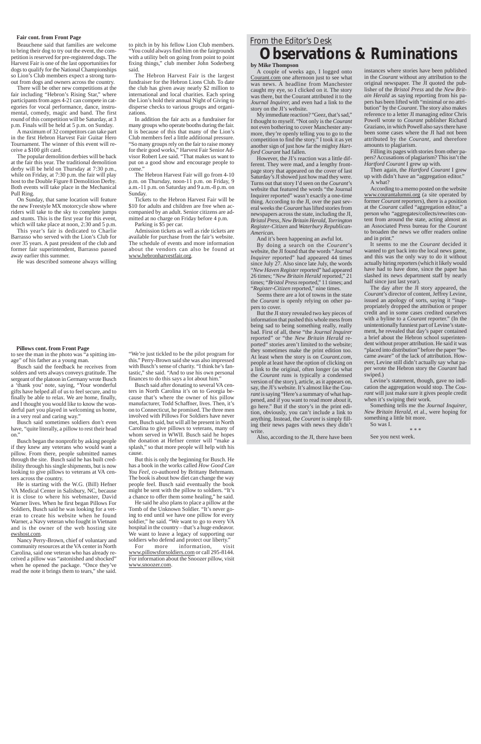**Fair cont. from Front Page**

Beauchene said that families are welcome to bring their dog to try out the event, the competition is reserved for pre-registered dogs. The Harvest Fair is one of the last opportunities for dogs to qualify for the National Championships so Lion's Club members expect a strong turnout from dogs and owners across the country.

There will be other new competitions at the fair including "Hebron's Rising Star," where participants from ages 4-21 can compete in categories for vocal performance, dance, instrumental, comedy, magic and band. The first round of this competition will be Saturday, at 3 p.m. Finals will be held at 5 p.m. on Sunday.

A maximum of 32 competitors can take part in the first Hebron Harvest Fair Guitar Hero Tournament. The winner of this event will receive a $100 gift card.

The popular demolition derbies will be back at the fair this year. The traditional demolition derby will be held on Thursday at 7:30 p.m., while on Friday, at 7:30 p.m. the fair will play host to the Double Figure 8 Demolition Derby. Both events will take place in the Mechanical Pull Ring.

On Sunday, that same location will feature the new Freestyle MX motorcycle show where riders will take to the sky to complete jumps and stunts. This is the first year for this event, which will take place at noon, 2:30 and 5 p.m.

This year's fair is dedicated to Charlie Barrasso who served with the Lion's Club for over 35 years. A past president of the club and former fair superintendent, Barrasso passed away earlier this summer.

He was described someone always willing to pitch in by his fellow Lion Club members. "You could always find him on the fairgrounds with a utility belt on going from point to point fixing things," club member John Soderberg said.

The Hebron Harvest Fair is the largest fundraiser for the Hebron Lions Club. To date the club has given away nearly $2 million to international and local charities. Each spring the Lion's hold their annual Night of Giving to disperse checks to various groups and organizations.

In addition the fair acts as a fundraiser for many groups who operate booths during the fair. It is because of this that many of the Lion's Club members feel a little additional pressure. "So many groups rely on the fair to raise money for their good works," Harvest Fair Senior Advisor Robert Lee said. "That makes us want to put on a good show and encourage people to come."

The Hebron Harvest Fair will go from 4-10 p.m. on Thursday, noon-11 p.m. on Friday, 9 a.m.-11 p.m. on Saturday and 9 a.m.-8 p.m. on Sunday.

Tickets to the Hebron Harvest Fair will be $10 for adults and children are free when accompanied by an adult. Senior citizens are admitted at no charge on Friday before 4 p.m.

Parking is $5 per car.

Admission tickets as well as ride tickets are available for purchase from the fair's website. The schedule of events and more information about the vendors can also be found at www.hebronharvestfair.org.

**Pillows cont. from Front Page**

to see the man in the photo was "a spitting image" of his father as a young man.

Busch said the feedback he receives from solders and vets always conveys gratitude. The sergeant of the platoon in Germany wrote Busch a 'thank you' note, saying, "Your wonderful gifts have helped all of us to feel secure, and to finally be able to relax. We are home, finally, and I thought you would like to know the wonderful part you played in welcoming us home, in a very real and caring way."

Busch said sometimes soldiers don't even have, "quite literally, a pillow to rest their head on."

Busch began the nonprofit by asking people if they knew any veterans who would want a pillow. From there, people submitted names through the site. Busch said he has built credibility through his single shipments, but is now looking to give pillows to veterans at VA centers across the country.

He is starting with the W.G. (Bill) Hefner VA Medical Center in Salisbury, NC, because it is close to where his webmaster, David Warner lives. When he first began Pillows For Soldiers, Busch said he was looking for a veteran to create his website when he found Warner, a Navy veteran who fought in Vietnam and is the owner of the web hosting site ewshost.com.

Nancy Perry-Brown, chief of voluntary and community resources at the VA center in North Carolina, said one veteran who has already received a pillow was "astonished and shocked" when he opened the package. "Once they've read the note it brings them to tears," she said. "We're just tickled to be the pilot program for this." Perry-Brown said she was also impressed with Busch's sense of charity. "I think he's fantastic," she said. "And to use his own personal finances to do this says a lot about him."

Busch said after donating to several VA centers in North Carolina it's on to Georgia because that's where the owner of his pillow manufacturer, Todd Schaffner, lives. Then, it's on to Connecticut, he promised. The three men involved with Pillows For Soldiers have never met, Busch said, but will all be present in North Carolina to give pillows to veterans, many of whom served in WWII. Busch said he hopes the donation at Hefner center will "make a splash," so that more people will help with his cause.

But this is only the beginning for Busch. He has a book in the works called *How Good Can You Feel*, co-authored by Brittany Behrmann. The book is about how diet can change the way people feel. Busch said eventually the book might be sent with the pillow to soldiers. "It's a chance to offer them some healing," he said.

He said he also plans to place a pillow at the Tomb of the Unknown Soldier. "It's never going to end until we have one pillow for every soldier," he said. "We want to go to every VA hospital in the country – that's a huge endeavor. We want to leave a legacy of supporting our soldiers who defend and protect our liberty."

For more information, visit www.pillowsforsoldiers.com or call 295-8144. For information about the Snoozer pillow, visit www.snoozer.com.

From the Editor's Desk

# Observations & Ruminations

**by Mike Thompson**

A couple of weeks ago, I logged onto Courant.com one afternoon just to see what was news. A headline from Manchester caught my eye, so I clicked on it. The story was there, but the Courant attributed it to the *Journal Inquirer*, and even had a link to the story on the JI's website.

My immediate reaction? "Geez, that's sad," I thought to myself. "Not only is the *Courant* not even bothering to cover Manchester anymore, they're openly telling you to go to the competition to find the story." I took it as yet another sign of just how far the mighty *Hartford Courant* had fallen.

However, the JI's reaction was a little different. They were mad, and a lengthy front-page story that appeared on the cover of last Saturday's JI showed just how mad they were. Turns out that story I'd seen on the *Courant*'s website that featured the words "the Journal Inquirer reported" wasn't exactly a one-time thing. According to the JI, over the past several weeks the *Courant* has lifted stories from newspapers across the state, including the JI, *Bristol Press*, *New Britain Herald*, *Torrington Register-Citizen* and *Waterbury Republican-American*.

And it's been happening an awful lot.

By doing a search on the *Courant*'s website, the JI found that the words "*Journal Inquirer* reported" had appeared 44 times since July 27. Also since late July, the words "*New Haven Register* reported" had appeared 26 times; "*New Britain Herald* reported," 21 times; "*Bristol Press* reported," 11 times; and "*Register-Citizen* reported," nine times.

Seems there are a lot of towns in the state the *Courant* is openly relying on other papers to cover.

But the JI story revealed two key pieces of information that pushed this whole mess from being sad to being something really, really bad. First of all, these "the *Journal Inquirer* reported" or "the *New Britain Herald* reported" stories aren't limited to the website; they sometimes make the print edition too. At least when the story is on *Courant.com*, people at least have the option of clicking on a link to the original, often longer (as what the *Courant* runs is typically a condensed version of the story), article, as it appears on, say, the JI's website. It's almost like the *Courant* is saying "Here's a summary of what happened, and if you want to read more about it, go here." But if the story's in the print edition, obviously, you can't include a link to anything. Instead, the *Courant* is simply filling its news pages with news they didn't write.

Also, according to the JI, there have been instances where stories have been published in the *Courant* without any attribution to the original newspaper. The JI quoted the publisher of the *Bristol Press* and the *New Britain Herald* as saying reporting from his papers has been lifted with "minimal or no attribution" by the *Courant*. The story also makes reference to a letter JI managing editor Chris Powell wrote to *Courant* publisher Richard Graziano, in which Powell also says there have been some cases where the JI had not been attributed by the *Courant*, and therefore amounts to plagiarism.

Filling its pages with stories from other papers? Accusations of plagiarism? This isn't the *Hartford Courant* I grew up with.

Then again, the *Hartford Courant* I grew up with didn't have an "aggregation editor."

A what?

According to a memo posted on the website www.courantalumni.org (a site operated by former *Courant* reporters), there is a position at the *Courant* called "aggregation editor," a person who "aggregates/collects/rewrites content from around the state, acting almost as an Associated Press bureau for the *Courant* to broaden the news we offer readers online and in print."

It seems to me the *Courant* decided it wanted to get back into the local news game, and this was the only way to do it without actually hiring reporters (which it likely would have had to have done, since the paper has slashed its news department staff by nearly half since just last year).

The day after the JI story appeared, the *Courant*'s director of content, Jeffrey Levine, issued an apology of sorts, saying it "inappropriately dropped the attribution or proper credit and in some cases credited ourselves with a byline to a *Courant* reporter." (In the unintentionally funniest part of Levine's statement, he revealed that day's paper contained a brief about the Hebron school superintendent without proper attribution. He said it was "placed into distribution" before the paper "became aware" of the lack of attribution. However, Levine still didn't actually say what paper wrote the Hebron story the *Courant* had swiped.)

Levine's statement, though, gave no indication the aggregation would stop. The *Courant* will just make sure it gives people credit when it's swiping their work.

Something tells me the *Journal Inquirer*, *New Britain Herald*, et al., were hoping for something a little bit more.

So was I.

\* \* \*

See you next week.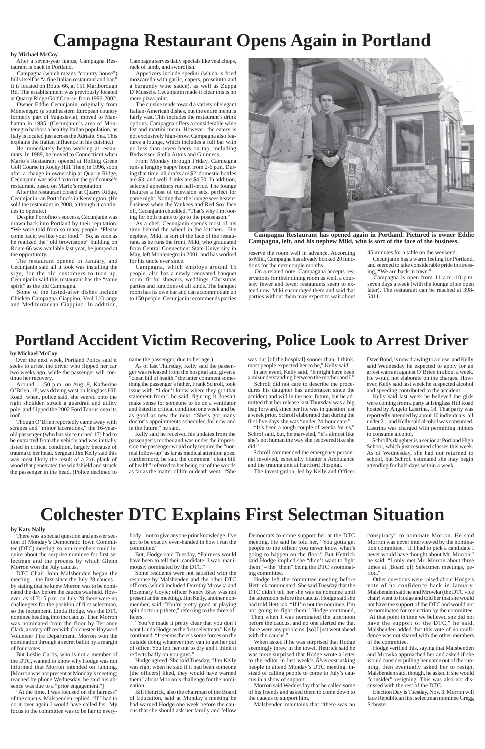# Campagna Restaurant Opens Again in Portland

**by Michael McCoy**

After a seven-year hiatus, Campagna Restaurant is back in Portland.

Campagna (which means "country house") bills itself as "a fine Italian restaurant and bar." It is located on Route 66, at 151 Marlborough Rd. The establishment was previously located at Quarry Ridge Golf Course, from 1996-2002.

Owner Eddie Cecunjanin, originally from Montenegro (a southeastern European country formerly part of Yugoslavia), moved to Manhattan in 1985. (Cecunjanin's area of Montenegro harbors a healthy Italian population, as Italy is located just across the Adriatic Sea. This explains the Italian influence in his cuisine.)

He immediately began working at restaurants. In 1989, he moved to Connecticut when Mario's Restaurant opened at Rolling Green Golf Course in Rocky Hill. Then, in 1996, soon after a change in ownership at Quarry Ridge, Cecunjanin was asked to to run the golf course's restaurant, based on Mario's reputation.

After the restaurant closed at Quarry Ridge, Cecunjanin ran Portofino's in Kensington. (He sold the restaurant in 2008, although it continues to operate.)

Despite Portofino's success, Cecunjanin was drawn back into Portland by their reputation. "We were told from so many people, 'Please come back; we like your food.'" So, as soon as he realized the "old brownstone" building on Route 66 was available last year, he jumped at the opportunity.

The restaurant opened in January, and Cecunjanin said all it took was installing the sign, for the old customers to turn up. Cecunjanin said this restaurant has the "same spirit" as the old Campagna.

Some of the lusted-after dishes include Chicken Campagna Ciappino, Veal L'Orange and Mediterranean Ciappino. In addition, Campagna serves daily specials like veal chops, rack of lamb, and swordfish.

Appetizers include spedini (which is fried mozzarella with garlic, capers, prosciutto and a burgundy wine sauce), as well as Zuppa D'Mussels. Cecunjanin made it clear this is no mere pizza joint.

The cuisine tends toward a variety of elegant Italian-American dishes, but the entire menu is fairly vast. This includes the restaurant's drink options. Campagna offers a considerable wine list and martini menu. However, the eatery is not exclusively high-brow. Campagna also features a lounge, which includes a full bar with no less than seven beers on tap, including Budweiser, Stella Artois and Guinness.

From Monday through Friday, Campagna runs a lengthy happy hour, from 2-6 p.m. During that time, all drafts are $2, domestic bottles are $3, and well drinks are $4.50. In addition, selected appetizers run half-price. The lounge features a host of television sets, perfect for game night. Noting that the lounge sees heavier business when the Yankees and Red Sox face off, Cecunjanin chuckled, "That's why I'm rooting for both teams to go to the postseason."

As a chef, Cecunjanin spends most of his time behind the wheel in the kitchen. His nephew, Miki, is sort of the face of the restaurant, as he runs the front. Miki, who graduated from Central Connecticut State University in May, left Montenegro in 2001, and has worked for his uncle ever since.

Campagna, which employs around 15 people, also has a newly renovated banquet room, fit for showers, weddings, Christmas parties and functions of all kinds. The banquet room has its own bar and can accommodate up to 150 people. Cecunjanin recommends parties reserve the room well in advance. According to Miki, Campagna has already booked 20 functions for the next couple months.

On a related note, Campagna accepts reservations for their dining room as well, a courtesy fewer and fewer restaurants seem to extend now. Miki encouraged them and said that parties without them may expect to wait about 45 minutes for a table on the weekend.

Cecunjanin has a warm feeling for Portland, and seemed to take considerable pride in stressing, "We are back in town."

Campagna is open from 11 a.m.-10 p.m. seven days a week (with the lounge often open later). The restaurant can be reached at 398-5411.

**Campagna Restaurant has opened again in Portland. Pictured is owner Eddie Campagna, left, and his nephew Miki, who is sort of the face of the business.**

# Portland Accident Victim Recovering, Police Look to Arrest Driver

**by Michael McCoy**

Over the next week, Portland Police said it seeks to arrest the driver who flipped her car two weeks ago, while the passenger will continue her recovery.

Around 11:50 p.m. on Aug. 9, Katherine O'Brien, 18, was driving west on Isinglass Hill Road when, police said, she veered onto the right shoulder, struck a guardrail and utility pole, and flipped the 2002 Ford Taurus onto its roof.

Though O'Brien reportedly came away with scrapes and "minor lacerations," the 16-year-old passenger (who has since turned 17) had to be extracted from the vehicle and was initially listed in critical condition, largely because of trauma to her head. Sergeant Jim Kelly said this was most likely the result of a 2x6 plank of wood that penetrated the windshield and struck the passenger in the head. (Police declined to name the passenger, due to her age.)

As of last Thursday, Kelly said the passenger was released from the hospital and given a "clean bill of health," the latter comment something the passenger's father, Frank Schroll, took issue with. "I don't know where they got that statement from," he said, figuring it doesn't make sense for someone to be on a ventilator and listed in critical condition one week and be as good as new the next. "She's got many doctor's appointments scheduled for now and in the future," he said.

Kelly said he received his updates from the passenger's mother and was under the impression the passenger would only require the "normal follow-up" as far as medical attention goes. Furthermore, he said the comment "clean bill of health" referred to her being out of the woods as far as the matter of life or death went. "She was out [of the hospital] sooner than, I think, most people expected her to be," Kelly said.

In any event, Kelly said, "It might have been a misunderstanding between the mother and I."

Schroll did not care to describe the procedures his daughter has undertaken since the accident and will in the near future, but he admitted that her release last Thursday was a big leap forward, since her life was in question just a week prior. Schroll elaborated that during the first five days she was "under 24-hour care."

"It's been a tough couple of weeks for us," Schrol said, but, he marveled, "it's almost like she's not human the way she recovered like she did."

Schroll commended the emergency personnel involved, especially Hunter's Ambulance and the trauma unit at Hartford Hospital.

The investigation, led by Kelly and Officer Dave Bond, is now drawing to a close, and Kelly said Wednesday he expected to apply for an arrest warrant against O'Brien in about a week. He would not elaborate on the charges. However, Kelly said last week he suspected alcohol and speeding contributed to the accident.

Kelly said last week he believed the girls were coming from a party at Isingglass Hill Road hosted by Angelo Lastrina, 18. That party was reportedly attended by about 10 individuals, all under 21, and Kelly said alcohol was consumed. Lastrina was charged with permitting minors to consume alcohol.

Schroll's daughter is a senior at Portland High School, which just resumed classes this week. As of Wednesday, she had not returned to school, but Schroll estimated she may begin attending for half-days within a week.

# Colchester DTC Explains First Selectman Situation

**by Katy Nally**

There was a special question and answer section of Monday's Democratic Town Committee (DTC) meeting, so non-members could inquire about the surprise nominee for first selectman and the process by which Glenn Morron won the July caucus.

DTC Chair John Malsbenden began the meeting – the first since the July 28 caucus – by stating that he knew Morron was to be nominated the day before the caucus was held. However, as of 7:15 p.m. on July 28 there were no challengers for the position of first selectman, so the incumbent, Linda Hodge, was the DTC nominee heading into the caucus. Then Morron was nominated from the floor by Terrance Clark, a safety officer with Colchester-Hayward Volunteer Fire Department. Morron won the nomination through a secret ballot by a margin of four votes.

But Leslie Curtis, who is not a member of the DTC, wanted to know why Hodge was not informed that Morron intended on running. [Morron was not present at Monday's meeting; reached by phone Wednesday, he said his absence was due to a "prior engagement."]

"At the time, I was focused on the fairness" of the caucus, Malsbenden replied. "If I had to do it over again I would have called her. My focus to the committee was to be fair to everybody – not to give anyone prior knowledge. I've got to be exactly even-handed in how I run the committee."

But, Hodge said Tuesday, "Fairness would have been to tell their candidate; I was unanimously nominated by the DTC."

Some residents were not satisfied with the response by Malsbenden and the other DTC officers (which included Dorothy Mrowka and Rosemary Coyle; officer Nancy Bray was not present at the meeting). Jim Kelly, another non-member, said "You're pretty good at playing spin doctor up there," referring to the three officers.

"You've made it pretty clear that you don't want Linda Hodge as the first selectman," Kelly continued. "It seems there's some forces on the outside doing whatever they can to get her out of office. You left her out to dry and I think it reflects badly on you guys."

Hodge agreed. She said Tuesday, "Jim Kelly was right when he said if it had been someone [the officers] liked, they would have warned them" about Morron's challenge for the nomination.

Bill Hettrick, also the chairman of the Board of Education, said at Monday's meeting he had warned Hodge one week before the caucus that she should ask her family and fellow Democrats to come support her at the DTC meeting. He said he told her, "You gotta get people to the office; you never know what's going to happen on the floor." But Hettrick said Hodge implied she "didn't want to fight them" – the "them" being the DTC's nominating committee.

Hodge left the committee meeting before Hettrick commented. She said Tuesday that the DTC didn't tell her she was its nominee until the afternoon before the caucus. Hodge said she had told Hettrick, "If I'm not the nominee, I'm not going to fight them." Hodge continued, "Then when I was nominated the afternoon before the caucus, and no one alerted me that there were any problems, [so] I just went ahead with the caucus."

When asked if he was surprised that Hodge seemingly threw in the towel, Hettrick said he was more surprised that Hodge wrote a letter to the editor in last week's *Rivereast* asking people to attend Monday's DTC meeting, instead of calling people to come to July's caucus in a show of support.

Morron said Wednesday that he called some of his friends and asked them to come down to the caucus to support him.

Malsbenden maintains that "there was no conspiracy" to nominate Morron. He said Morron was never interviewed by the nomination committee. "If I had to pick a candidate I never would have thought about Mr. Morron," he said. "I only met Mr. Morron about three times at [Board of] Selectmen meetings, period."

Other questions were raised about Hodge's vote of no confidence back in January. Malsbenden said he and Mrowka (the DTC vice chair) went to Hodge and told her that she would not have the support of the DTC and would not be nominated for reelection by the committee. "At that point in time we believed she did not have the support of the DTC," he said. Malsbenden added that this vote of no confidence was not shared with the other members of the committee.

Hodge verified this, saying that Malsbenden and Mrowka approached her and asked if she would consider pulling her name out of the running, then eventually asked her to resign. Malsbenden said, though, he asked if she would "consider" resigning. This was also not discussed with the rest of the DTC.

Election Day is Tuesday, Nov. 3. Morron will face Republican first selectman nominee Gregg Schuster.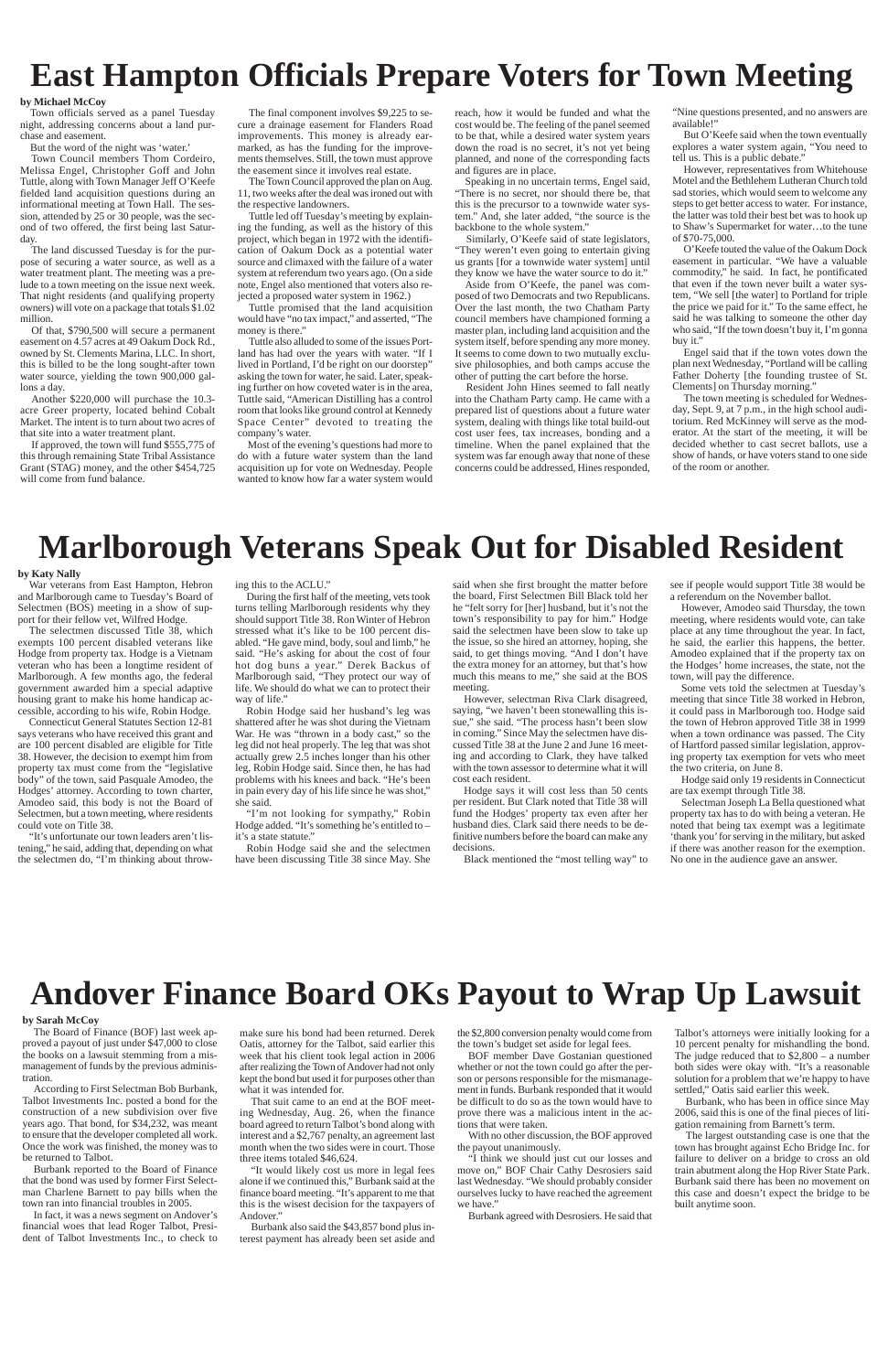# East Hampton Officials Prepare Voters for Town Meeting

**by Michael McCoy**

Town officials served as a panel Tuesday night, addressing concerns about a land purchase and easement.

But the word of the night was 'water.'

Town Council members Thom Cordeiro, Melissa Engel, Christopher Goff and John Tuttle, along with Town Manager Jeff O'Keefe fielded land acquisition questions during an informational meeting at Town Hall. The session, attended by 25 or 30 people, was the second of two offered, the first being last Saturday.

The land discussed Tuesday is for the purpose of securing a water source, as well as a water treatment plant. The meeting was a prelude to a town meeting on the issue next week. That night residents (and qualifying property owners) will vote on a package that totals $1.02 million.

Of that, $790,500 will secure a permanent easement on 4.57 acres at 49 Oakum Dock Rd., owned by St. Clements Marina, LLC. In short, this is billed to be the long sought-after town water source, yielding the town 900,000 gallons a day.

Another $220,000 will purchase the 10.3-acre Greer property, located behind Cobalt Market. The intent is to turn about two acres of that site into a water treatment plant.

If approved, the town will fund $555,775 of this through remaining State Tribal Assistance Grant (STAG) money, and the other $454,725 will come from fund balance.

The final component involves $9,225 to secure a drainage easement for Flanders Road improvements. This money is already earmarked, as has the funding for the improvements themselves. Still, the town must approve the easement since it involves real estate.

The Town Council approved the plan on Aug. 11, two weeks after the deal was ironed out with the respective landowners.

Tuttle led off Tuesday's meeting by explaining the funding, as well as the history of this project, which began in 1972 with the identification of Oakum Dock as a potential water source and climaxed with the failure of a water system at referendum two years ago. (On a side note, Engel also mentioned that voters also rejected a proposed water system in 1962.)

Tuttle promised that the land acquisition would have "no tax impact," and asserted, "The money is there."

Tuttle also alluded to some of the issues Portland has had over the years with water. "If I lived in Portland, I'd be right on our doorstep" asking the town for water, he said. Later, speaking further on how coveted water is in the area, Tuttle said, "American Distilling has a control room that looks like ground control at Kennedy Space Center" devoted to treating the company's water.

Most of the evening's questions had more to do with a future water system than the land acquisition up for vote on Wednesday. People wanted to know how far a water system would reach, how it would be funded and what the cost would be. The feeling of the panel seemed to be that, while a desired water system years down the road is no secret, it's not yet being planned, and none of the corresponding facts and figures are in place.

Speaking in no uncertain terms, Engel said, "There is no secret, nor should there be, that this is the precursor to a townwide water system." And, she later added, "the source is the backbone to the whole system."

Similarly, O'Keefe said of state legislators, "They weren't even going to entertain giving us grants [for a townwide water system] until they know we have the water source to do it."

Aside from O'Keefe, the panel was composed of two Democrats and two Republicans. Over the last month, the two Chatham Party council members have championed forming a master plan, including land acquisition and the system itself, before spending any more money. It seems to come down to two mutually exclusive philosophies, and both camps accuse the other of putting the cart before the horse.

Resident John Hines seemed to fall neatly into the Chatham Party camp. He came with a prepared list of questions about a future water system, dealing with things like total build-out cost user fees, tax increases, bonding and a timeline. When the panel explained that the system was far enough away that none of these concerns could be addressed, Hines responded, "Nine questions presented, and no answers are available!"

But O'Keefe said when the town eventually explores a water system again, "You need to tell us. This is a public debate."

However, representatives from Whitehouse Motel and the Bethlehem Lutheran Church told sad stories, which would seem to welcome any steps to get better access to water. For instance, the latter was told their best bet was to hook up to Shaw's Supermarket for water…to the tune of $70-75,000.

O'Keefe touted the value of the Oakum Dock easement in particular. "We have a valuable commodity," he said. In fact, he pontificated that even if the town never built a water system, "We sell [the water] to Portland for triple the price we paid for it." To the same effect, he said he was talking to someone the other day who said, "If the town doesn't buy it, I'm gonna buy it."

Engel said that if the town votes down the plan next Wednesday, "Portland will be calling Father Doherty [the founding trustee of St. Clements] on Thursday morning."

The town meeting is scheduled for Wednesday, Sept. 9, at 7 p.m., in the high school auditorium. Red McKinney will serve as the moderator. At the start of the meeting, it will be decided whether to cast secret ballots, use a show of hands, or have voters stand to one side of the room or another.

# Marlborough Veterans Speak Out for Disabled Resident

**by Katy Nally**

War veterans from East Hampton, Hebron and Marlborough came to Tuesday's Board of Selectmen (BOS) meeting in a show of support for their fellow vet, Wilfred Hodge.

The selectmen discussed Title 38, which exempts 100 percent disabled veterans like Hodge from property tax. Hodge is a Vietnam veteran who has been a longtime resident of Marlborough. A few months ago, the federal government awarded him a special adaptive housing grant to make his home handicap accessible, according to his wife, Robin Hodge.

Connecticut General Statutes Section 12-81 says veterans who have received this grant and are 100 percent disabled are eligible for Title 38. However, the decision to exempt him from property tax must come from the "legislative body" of the town, said Pasquale Amodeo, the Hodges' attorney. According to town charter, Amodeo said, this body is not the Board of Selectmen, but a town meeting, where residents could vote on Title 38.

"It's unfortunate our town leaders aren't listening," he said, adding that, depending on what the selectmen do, "I'm thinking about throwing this to the ACLU."

During the first half of the meeting, vets took turns telling Marlborough residents why they should support Title 38. Ron Winter of Hebron stressed what it's like to be 100 percent disabled. "He gave mind, body, soul and limb," he said. "He's asking for about the cost of four hot dog buns a year." Derek Backus of Marlborough said, "They protect our way of life. We should do what we can to protect their way of life."

Robin Hodge said her husband's leg was shattered after he was shot during the Vietnam War. He was "thrown in a body cast," so the leg did not heal properly. The leg that was shot actually grew 2.5 inches longer than his other leg, Robin Hodge said. Since then, he has had problems with his knees and back. "He's been in pain every day of his life since he was shot," she said.

"I'm not looking for sympathy," Robin Hodge added. "It's something he's entitled to – it's a state statute."

Robin Hodge said she and the selectmen have been discussing Title 38 since May. She said when she first brought the matter before the board, First Selectmen Bill Black told her he "felt sorry for [her] husband, but it's not the town's responsibility to pay for him." Hodge said the selectmen have been slow to take up the issue, so she hired an attorney, hoping, she said, to get things moving. "And I don't have the extra money for an attorney, but that's how much this means to me," she said at the BOS meeting.

However, selectman Riva Clark disagreed, saying, "we haven't been stonewalling this issue," she said. "The process hasn't been slow in coming." Since May the selectmen have discussed Title 38 at the June 2 and June 16 meeting and according to Clark, they have talked with the town assessor to determine what it will cost each resident.

Hodge says it will cost less than 50 cents per resident. But Clark noted that Title 38 will fund the Hodges' property tax even after her husband dies. Clark said there needs to be definitive numbers before the board can make any decisions.

Black mentioned the "most telling way" to see if people would support Title 38 would be a referendum on the November ballot.

However, Amodeo said Thursday, the town meeting, where residents would vote, can take place at any time throughout the year. In fact, he said, the earlier this happens, the better. Amodeo explained that if the property tax on the Hodges' home increases, the state, not the town, will pay the difference.

Some vets told the selectmen at Tuesday's meeting that since Title 38 worked in Hebron, it could pass in Marlborough too. Hodge said the town of Hebron approved Title 38 in 1999 when a town ordinance was passed. The City of Hartford passed similar legislation, approving property tax exemption for vets who meet the two criteria, on June 8.

Hodge said only 19 residents in Connecticut are tax exempt through Title 38.

Selectman Joseph La Bella questioned what property tax has to do with being a veteran. He noted that being tax exempt was a legitimate 'thank you' for serving in the military, but asked if there was another reason for the exemption. No one in the audience gave an answer.

# Andover Finance Board OKs Payout to Wrap Up Lawsuit

**by Sarah McCoy**

The Board of Finance (BOF) last week approved a payout of just under $47,000 to close the books on a lawsuit stemming from a mismanagement of funds by the previous administration.

According to First Selectman Bob Burbank, Talbot Investments Inc. posted a bond for the construction of a new subdivision over five years ago. That bond, for $34,232, was meant to ensure that the developer completed all work. Once the work was finished, the money was to be returned to Talbot.

Burbank reported to the Board of Finance that the bond was used by former First Selectman Charlene Barnett to pay bills when the town ran into financial troubles in 2005.

In fact, it was a news segment on Andover's financial woes that lead Roger Talbot, President of Talbot Investments Inc., to check to make sure his bond had been returned. Derek Oatis, attorney for the Talbot, said earlier this week that his client took legal action in 2006 after realizing the Town of Andover had not only kept the bond but used it for purposes other than what it was intended for.

That suit came to an end at the BOF meeting Wednesday, Aug. 26, when the finance board agreed to return Talbot's bond along with interest and a $2,767 penalty, an agreement last month when the two sides were in court. Those three items totaled $46,624.

"It would likely cost us more in legal fees alone if we continued this," Burbank said at the finance board meeting. "It's apparent to me that this is the wisest decision for the taxpayers of Andover."

Burbank also said the $43,857 bond plus interest payment has already been set aside and the $2,800 conversion penalty would come from the town's budget set aside for legal fees.

BOF member Dave Gostanian questioned whether or not the town could go after the person or persons responsible for the mismanagement in funds. Burbank responded that it would be difficult to do so as the town would have to prove there was a malicious intent in the actions that were taken.

With no other discussion, the BOF approved the payout unanimously.

"I think we should just cut our losses and move on," BOF Chair Cathy Desrosiers said last Wednesday. "We should probably consider ourselves lucky to have reached the agreement we have."

Burbank agreed with Desrosiers. He said that Talbot's attorneys were initially looking for a 10 percent penalty for mishandling the bond. The judge reduced that to $2,800 – a number both sides were okay with. "It's a reasonable solution for a problem that we're happy to have settled," Oatis said earlier this week.

Burbank, who has been in office since May 2006, said this is one of the final pieces of litigation remaining from Barnett's term.

The largest outstanding case is one that the town has brought against Echo Bridge Inc. for failure to deliver on a bridge to cross an old train abutment along the Hop River State Park. Burbank said there has been no movement on this case and doesn't expect the bridge to be built anytime soon.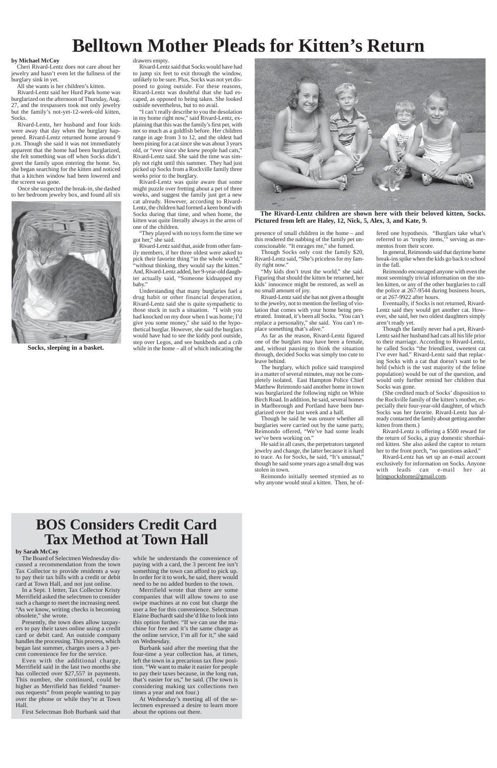# Belltown Mother Pleads for Kitten's Return

**by Michael McCoy**

Cheri Rivard-Lentz does not care about her jewelry and hasn't even let the fullness of the burglary sink in yet.

All she wants is her children's kitten.

Rivard-Lentz said her Hurd Park home was burglarized on the afternoon of Thursday, Aug. 27, and the trespassers took not only jewelry but the family's not-yet-12-week-old kitten, Socks.

Rivard-Lentz, her husband and four kids were away that day when the burglary happened. Rivard-Lentz returned home around 9 p.m. Though she said it was not immediately apparent that the home had been burglarized, she felt something was off when Socks didn't greet the family upon entering the home. So, she began searching for the kitten and noticed that a kitchen window had been lowered and the screen was gone.

Once she suspected the break-in, she dashed to her bedroom jewelry box, and found all six drawers empty.

**Socks, sleeping in a basket.**

Rivard-Lentz said that Socks would have had to jump six feet to exit through the window, unlikely to be sure. Plus, Socks was not yet disposed to going outside. For these reasons, Rivard-Lentz was doubtful that she had escaped, as opposed to being taken. She looked outside nevertheless, but to no avail.

"I can't really describe to you the desolation in my home right now," said Rivard-Lentz, explaining that this was the family's first pet, with not so much as a goldfish before. Her children range in age from 3 to 12, and the oldest had been pining for a cat since she was about 3 years old, or "ever since she knew people had cats," Rivard-Lentz said. She said the time was simply not right until this summer. They had just picked up Socks from a Rockville family three weeks prior to the burglary.

Rivard-Lentz was quite aware that some might puzzle over fretting about a pet of three weeks, and suggest the family just get a new cat already. However, according to Rivard-Lentz, the children had formed a keen bond with Socks during that time, and when home, the kitten was quite literally always in the arms of one of the children.

"They played with no toys form the time we got her," she said.

Rivard-Lentz said that, aside from other family members, if her three oldest were asked to pick their favorite thing "in the whole world," "without thinking, they would say the kitten." And, Rivard-Lentz added, her 9-year-old daughter actually said, "Someone kidnapped my baby."

Understanding that many burglaries fuel a drug habit or other financial desperation, Rivard-Lentz said she is quite sympathetic to those stuck in such a situation. "I wish you had knocked on my door when I was home; I'd give you some money," she said to the hypothetical burglar. However, she said the burglars would have had to see the kiddy pool outside, step over Legos, and see bunkbeds and a crib while in the home – all of which indicating the presence of small children in the home – and this rendered the nabbing of the family pet unconscionable. "It enrages me," she fumed.

**The Rivard-Lentz children are shown here with their beloved kitten, Socks. Pictured from left are Haley, 12, Nick, 5, Alex, 3, and Kate, 9.**

Though Socks only cost the family $20, Rivard-Lentz said, "She's priceless for my family right now."

"My kids don't trust the world," she said. Figuring that should the kitten be returned, her kids' innocence might be restored, as well as no small amount of joy.

Rivard-Lentz said she has not given a thought to the jewelry, not to mention the feeling of violation that comes with your home being penetrated. Instead, it's been all Socks. "You can't replace a personality," she said. You can't replace something that's alive."

As far as the reason, Rivard-Lentz figured one of the burglars may have been a female, and, without pausing to think the situation through, decided Socks was simply too cute to leave behind.

The burglary, which police said transpired in a matter of several minutes, may not be completely isolated. East Hampton Police Chief Matthew Reimondo said another home in town was burglarized the following night on White Birch Road. In addition, he said, several homes in Marlborough and Portland have been burglarized over the last week and a half.

Though he said he was unsure whether all burglaries were carried out by the same party, Reimondo offered, "We've had some leads we've been working on."

He said in all cases, the perpetrators targeted jewelry and change, the latter because it is hard to trace. As for Socks, he said, "It's unusual," though he said some years ago a small dog was stolen in town.

Reimondo initially seemed stymied as to why anyone would steal a kitten. Then, he offered one hypothesis. "Burglars take what's referred to as 'trophy items,'" serving as mementos from their score.

In general, Reimondo said that daytime home break-ins spike when the kids go back to school in the fall.

Reimondo encouraged anyone with even the most seemingly trivial information on the stolen kitten, or any of the other burglaries to call the police at 267-9544 during business hours, or at 267-9922 after hours.

Eventually, if Socks is not returned, Rivard-Lentz said they would get another cat. However, she said, her two oldest daughters simply aren't ready yet.

Though the family never had a pet, Rivard-Lentz said her husband had cats all his life prior to their marriage. According to Rivard-Lentz, he called Socks "the friendliest, sweetest cat I've ever had." Rivard-Lentz said that replacing Socks with a cat that doesn't want to be held (which is the vast majority of the feline population) would be out of the question, and would only further remind her children that Socks was gone.

(She credited much of Socks' disposition to the Rockville family of the kitten's mother, especially their four-year-old daughter, of which Socks was her favorite. Rivard-Lentz has already contacted the family about getting another kitten from them.)

Rivard-Lentz is offering a $500 reward for the return of Socks, a gray domestic shorthaired kitten. She also asked the captor to return her to the front porch, "no questions asked."

Rivard-Lentz has set up an e-mail account exclusively for information on Socks. Anyone with leads can e-mail her at bringsockshome@gmail.com.

# BOS Considers Credit Card Tax Method at Town Hall

**by Sarah McCoy**

The Board of Selectmen Wednesday discussed a recommendation from the town Tax Collector to provide residents a way to pay their tax bills with a credit or debit card at Town Hall, and not just online.

In a Sept. 1 letter, Tax Collector Kristy Merrifield asked the selectmen to consider such a change to meet the increasing need. "As we know, writing checks is becoming obsolete," she wrote.

Presently, the town does allow taxpayers to pay their taxes online using a credit card or debit card. An outside company handles the processing. This process, which began last summer, charges users a 3 percent convenience fee for the service.

Even with the additional charge, Merrifield said in the last two months she has collected over $27,557 in payments. This number, she continued, could be higher as Merrifield has fielded "numerous requests" from people wanting to pay over the phone or while they're at Town Hall.

First Selectman Bob Burbank said that while he understands the convenience of paying with a card, the 3 percent fee isn't something the town can afford to pick up. In order for it to work, he said, there would need to be no added burden to the town.

Merrifield wrote that there are some companies that will allow towns to use swipe machines at no cost but charge the user a fee for this convenience. Selectman Elaine Buchardt said she'd like to look into this option further. "If we can use the machine for free and it's the same charge as the online service, I'm all for it," she said on Wednesday.

Burbank said after the meeting that the four-time a year collection has, at times, left the town in a precarious tax flow position. "We want to make it easier for people to pay their taxes because, in the long run, that's easier for us," he said. (The town is considering making tax collections two times a year and not four.)

At Wednesday's meeting all of the selectmen expressed a desire to learn more about the options out there.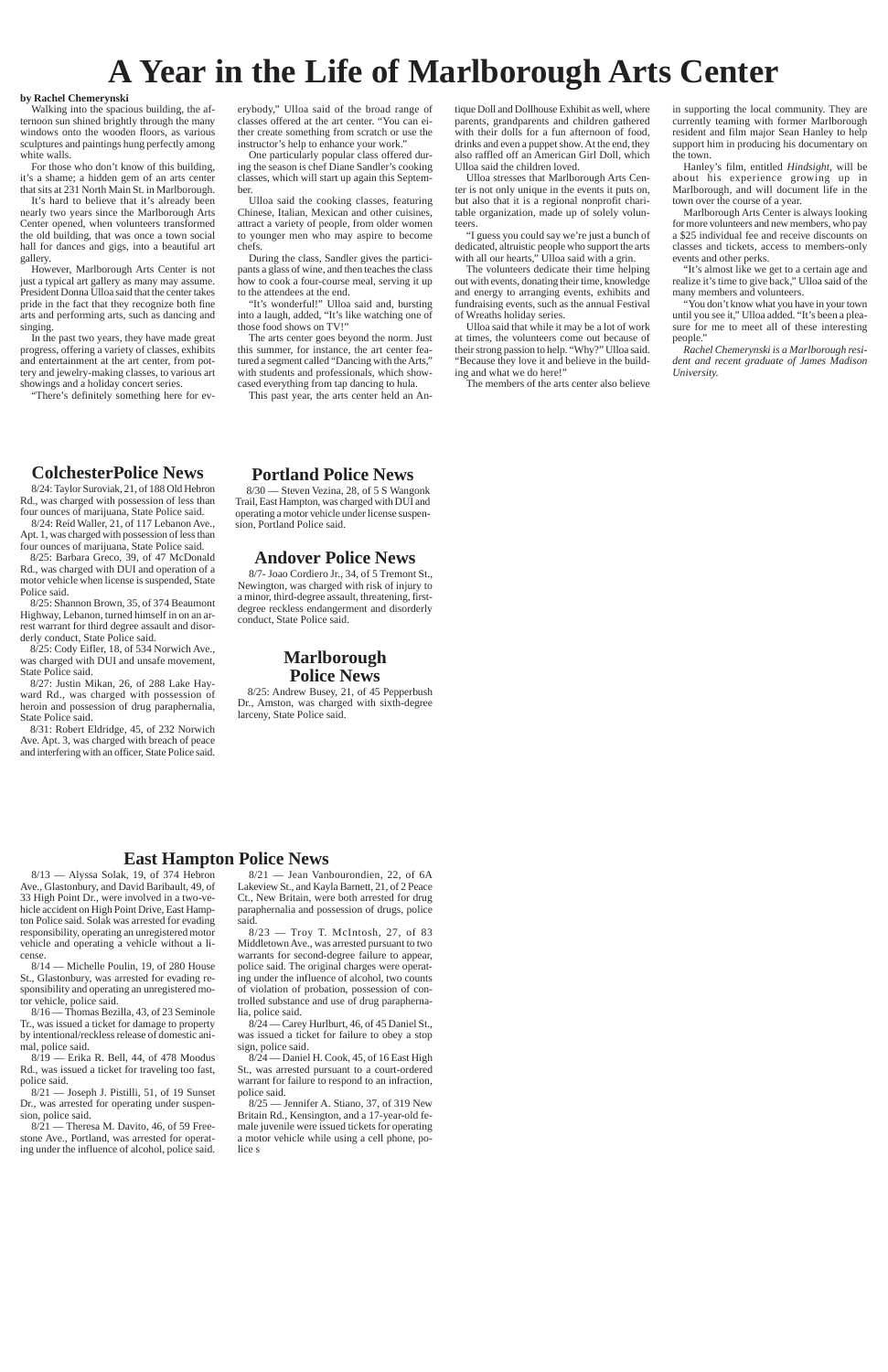# A Year in the Life of Marlborough Arts Center

**by Rachel Chemerynski**

Walking into the spacious building, the afternoon sun shined brightly through the many windows onto the wooden floors, as various sculptures and paintings hung perfectly among white walls.

For those who don't know of this building, it's a shame; a hidden gem of an arts center that sits at 231 North Main St. in Marlborough.

It's hard to believe that it's already been nearly two years since the Marlborough Arts Center opened, when volunteers transformed the old building, that was once a town social hall for dances and gigs, into a beautiful art gallery.

However, Marlborough Arts Center is not just a typical art gallery as many may assume. President Donna Ulloa said that the center takes pride in the fact that they recognize both fine arts and performing arts, such as dancing and singing.

In the past two years, they have made great progress, offering a variety of classes, exhibits and entertainment at the art center, from pottery and jewelry-making classes, to various art showings and a holiday concert series.

"There's definitely something here for everybody," Ulloa said of the broad range of classes offered at the art center. "You can either create something from scratch or use the instructor's help to enhance your work."

One particularly popular class offered during the season is chef Diane Sandler's cooking classes, which will start up again this September.

Ulloa said the cooking classes, featuring Chinese, Italian, Mexican and other cuisines, attract a variety of people, from older women to younger men who may aspire to become chefs.

During the class, Sandler gives the participants a glass of wine, and then teaches the class how to cook a four-course meal, serving it up to the attendees at the end.

"It's wonderful!" Ulloa said and, bursting into a laugh, added, "It's like watching one of those food shows on TV!"

The arts center goes beyond the norm. Just this summer, for instance, the art center featured a segment called "Dancing with the Arts," with students and professionals, which showcased everything from tap dancing to hula.

This past year, the arts center held an Antique Doll and Dollhouse Exhibit as well, where parents, grandparents and children gathered with their dolls for a fun afternoon of food, drinks and even a puppet show. At the end, they also raffled off an American Girl Doll, which Ulloa said the children loved.

Ulloa stresses that Marlborough Arts Center is not only unique in the events it puts on, but also that it is a regional nonprofit charitable organization, made up of solely volunteers.

"I guess you could say we're just a bunch of dedicated, altruistic people who support the arts with all our hearts," Ulloa said with a grin.

The volunteers dedicate their time helping out with events, donating their time, knowledge and energy to arranging events, exhibits and fundraising events, such as the annual Festival of Wreaths holiday series.

Ulloa said that while it may be a lot of work at times, the volunteers come out because of their strong passion to help. "Why?" Ulloa said. "Because they love it and believe in the building and what we do here!"

The members of the arts center also believe in supporting the local community. They are currently teaming with former Marlborough resident and film major Sean Hanley to help support him in producing his documentary on the town.

Hanley's film, entitled *Hindsight*, will be about his experience growing up in Marlborough, and will document life in the town over the course of a year.

Marlborough Arts Center is always looking for more volunteers and new members, who pay a $25 individual fee and receive discounts on classes and tickets, access to members-only events and other perks.

"It's almost like we get to a certain age and realize it's time to give back," Ulloa said of the many members and volunteers.

"You don't know what you have in your town until you see it," Ulloa added. "It's been a pleasure for me to meet all of these interesting people."

*Rachel Chemerynski is a Marlborough resident and recent graduate of James Madison University.*

## ColchesterPolice News

8/24: Taylor Suroviak, 21, of 188 Old Hebron Rd., was charged with possession of less than four ounces of marijuana, State Police said.

8/24: Reid Waller, 21, of 117 Lebanon Ave., Apt. 1, was charged with possession of less than four ounces of marijuana, State Police said.

8/25: Barbara Greco, 39, of 47 McDonald Rd., was charged with DUI and operation of a motor vehicle when license is suspended, State Police said.

8/25: Shannon Brown, 35, of 374 Beaumont Highway, Lebanon, turned himself in on an arrest warrant for third degree assault and disorderly conduct, State Police said.

8/25: Cody Eifler, 18, of 534 Norwich Ave., was charged with DUI and unsafe movement, State Police said.

8/27: Justin Mikan, 26, of 288 Lake Hayward Rd., was charged with possession of heroin and possession of drug paraphernalia, State Police said.

8/31: Robert Eldridge, 45, of 232 Norwich Ave. Apt. 3, was charged with breach of peace and interfering with an officer, State Police said.

## Portland Police News

8/30 — Steven Vezina, 28, of 5 S Wangonk Trail, East Hampton, was charged with DUI and operating a motor vehicle under license suspension, Portland Police said.

## Andover Police News

8/7- Joao Cordiero Jr., 34, of 5 Tremont St., Newington, was charged with risk of injury to a minor, third-degree assault, threatening, first-degree reckless endangerment and disorderly conduct, State Police said.

## Marlborough Police News

8/25: Andrew Busey, 21, of 45 Pepperbush Dr., Amston, was charged with sixth-degree larceny, State Police said.

## East Hampton Police News

8/13 — Alyssa Solak, 19, of 374 Hebron Ave., Glastonbury, and David Baribault, 49, of 33 High Point Dr., were involved in a two-vehicle accident on High Point Drive, East Hampton Police said. Solak was arrested for evading responsibility, operating an unregistered motor vehicle and operating a vehicle without a license.

8/14 — Michelle Poulin, 19, of 280 House St., Glastonbury, was arrested for evading responsibility and operating an unregistered motor vehicle, police said.

8/16 — Thomas Bezilla, 43, of 23 Seminole Tr., was issued a ticket for damage to property by intentional/reckless release of domestic animal, police said.

8/19 — Erika R. Bell, 44, of 478 Moodus Rd., was issued a ticket for traveling too fast, police said.

8/21 — Joseph J. Pistilli, 51, of 19 Sunset Dr., was arrested for operating under suspension, police said.

8/21 — Theresa M. Davito, 46, of 59 Freestone Ave., Portland, was arrested for operating under the influence of alcohol, police said.

8/21 — Jean Vanbourondien, 22, of 6A Lakeview St., and Kayla Barnett, 21, of 2 Peace Ct., New Britain, were both arrested for drug paraphernalia and possession of drugs, police said.

8/23 — Troy T. McIntosh, 27, of 83 Middletown Ave., was arrested pursuant to two warrants for second-degree failure to appear, police said. The original charges were operating under the influence of alcohol, two counts of violation of probation, possession of controlled substance and use of drug paraphernalia, police said.

8/24 — Carey Hurlburt, 46, of 45 Daniel St., was issued a ticket for failure to obey a stop sign, police said.

8/24 — Daniel H. Cook, 45, of 16 East High St., was arrested pursuant to a court-ordered warrant for failure to respond to an infraction, police said.

8/25 — Jennifer A. Stiano, 37, of 319 New Britain Rd., Kensington, and a 17-year-old female juvenile were issued tickets for operating a motor vehicle while using a cell phone, police s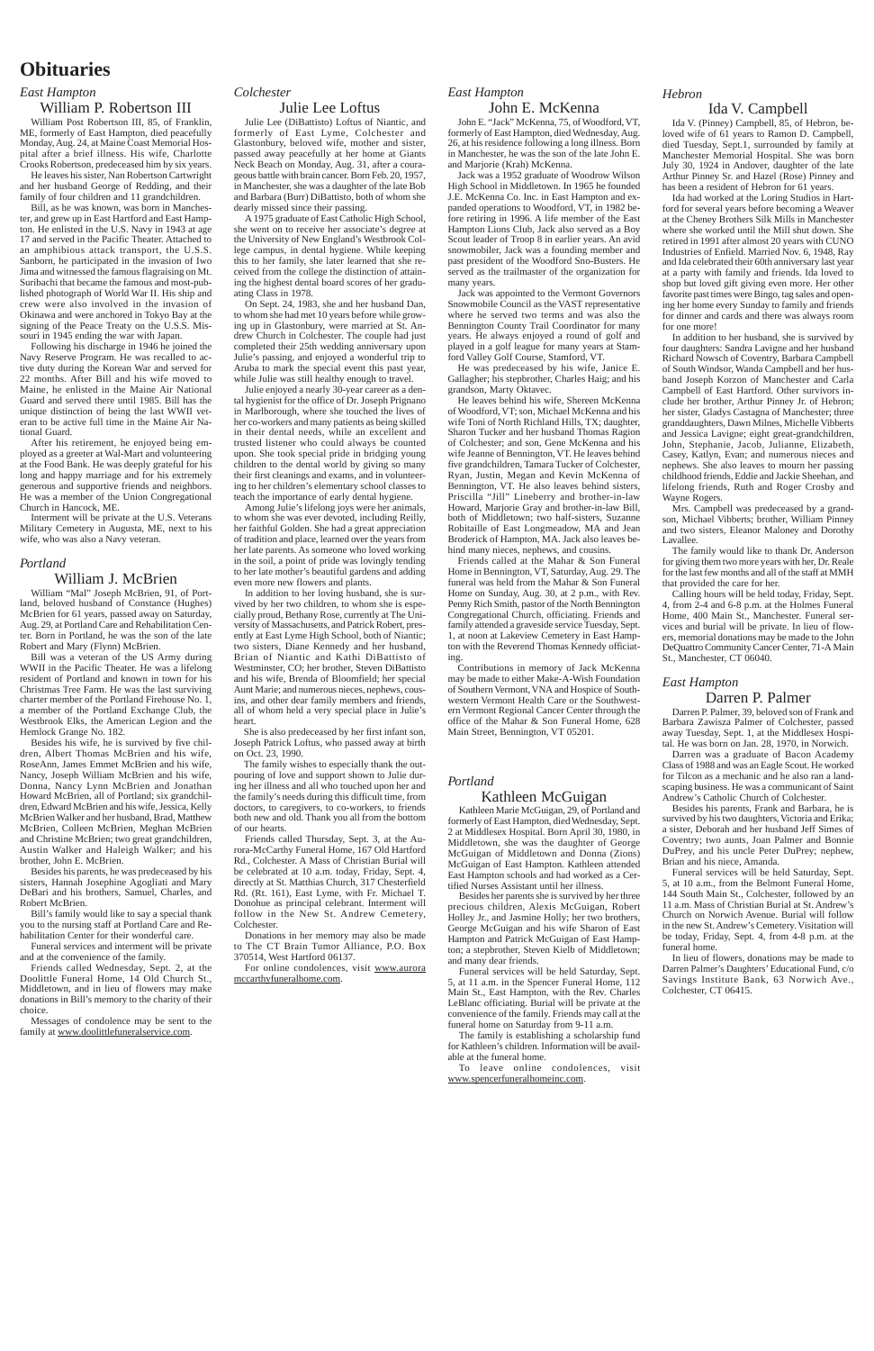# Obituaries

*East Hampton*

## William P. Robertson III

William Post Robertson III, 85, of Franklin, ME, formerly of East Hampton, died peacefully Monday, Aug. 24, at Maine Coast Memorial Hospital after a brief illness. His wife, Charlotte Crooks Robertson, predeceased him by six years.

He leaves his sister, Nan Robertson Cartwright and her husband George of Redding, and their family of four children and 11 grandchildren.

Bill, as he was known, was born in Manchester, and grew up in East Hartford and East Hampton. He enlisted in the U.S. Navy in 1943 at age 17 and served in the Pacific Theater. Attached to an amphibious attack transport, the U.S.S. Sanborn, he participated in the invasion of Iwo Jima and witnessed the famous flagraising on Mt. Suribachi that became the famous and most-published photograph of World War II. His ship and crew were also involved in the invasion of Okinawa and were anchored in Tokyo Bay at the signing of the Peace Treaty on the U.S.S. Missouri in 1945 ending the war with Japan.

Following his discharge in 1946 he joined the Navy Reserve Program. He was recalled to active duty during the Korean War and served for 22 months. After Bill and his wife moved to Maine, he enlisted in the Maine Air National Guard and served there until 1985. Bill has the unique distinction of being the last WWII veteran to be active full time in the Maine Air National Guard.

After his retirement, he enjoyed being employed as a greeter at Wal-Mart and volunteering at the Food Bank. He was deeply grateful for his long and happy marriage and for his extremely generous and supportive friends and neighbors. He was a member of the Union Congregational Church in Hancock, ME.

Interment will be private at the U.S. Veterans Military Cemetery in Augusta, ME, next to his wife, who was also a Navy veteran.

*Portland*

## William J. McBrien

William "Mal" Joseph McBrien, 91, of Portland, beloved husband of Constance (Hughes) McBrien for 61 years, passed away on Saturday, Aug. 29, at Portland Care and Rehabilitation Center. Born in Portland, he was the son of the late Robert and Mary (Flynn) McBrien.

Bill was a veteran of the US Army during WWII in the Pacific Theater. He was a lifelong resident of Portland and known in town for his Christmas Tree Farm. He was the last surviving charter member of the Portland Firehouse No. 1, a member of the Portland Exchange Club, the Westbrook Elks, the American Legion and the Hemlock Grange No. 182.

Besides his wife, he is survived by five children, Albert Thomas McBrien and his wife, RoseAnn, James Emmet McBrien and his wife, Nancy, Joseph William McBrien and his wife, Donna, Nancy Lynn McBrien and Jonathan Howard McBrien, all of Portland; six grandchildren, Edward McBrien and his wife, Jessica, Kelly McBrien Walker and her husband, Brad, Matthew McBrien, Colleen McBrien, Meghan McBrien and Christine McBrien; two great grandchildren, Austin Walker and Haleigh Walker; and his brother, John E. McBrien.

Besides his parents, he was predeceased by his sisters, Hannah Josephine Agogliati and Mary DeBari and his brothers, Samuel, Charles, and Robert McBrien.

Bill's family would like to say a special thank you to the nursing staff at Portland Care and Rehabilitation Center for their wonderful care.

Funeral services and interment will be private and at the convenience of the family.

Friends called Wednesday, Sept. 2, at the Doolittle Funeral Home, 14 Old Church St., Middletown, and in lieu of flowers may make donations in Bill's memory to the charity of their choice.

Messages of condolence may be sent to the family at www.doolittlefuneralservice.com.

*Colchester*

## Julie Lee Loftus

Julie Lee (DiBattisto) Loftus of Niantic, and formerly of East Lyme, Colchester and Glastonbury, beloved wife, mother and sister, passed away peacefully at her home at Giants Neck Beach on Monday, Aug. 31, after a courageous battle with brain cancer. Born Feb. 20, 1957, in Manchester, she was a daughter of the late Bob and Barbara (Burr) DiBattisto, both of whom she dearly missed since their passing.

A 1975 graduate of East Catholic High School, she went on to receive her associate's degree at the University of New England's Westbrook College campus, in dental hygiene. While keeping this to her family, she later learned that she received from the college the distinction of attaining the highest dental board scores of her graduating Class in 1978.

On Sept. 24, 1983, she and her husband Dan, to whom she had met 10 years before while growing up in Glastonbury, were married at St. Andrew Church in Colchester. The couple had just completed their 25th wedding anniversary upon Julie's passing, and enjoyed a wonderful trip to Aruba to mark the special event this past year, while Julie was still healthy enough to travel.

Julie enjoyed a nearly 30-year career as a dental hygienist for the office of Dr. Joseph Prignano in Marlborough, where she touched the lives of her co-workers and many patients as being skilled in their dental needs, while an excellent and trusted listener who could always be counted upon. She took special pride in bridging young children to the dental world by giving so many their first cleanings and exams, and in volunteering to her children's elementary school classes to teach the importance of early dental hygiene.

Among Julie's lifelong joys were her animals, to whom she was ever devoted, including Reilly, her faithful Golden. She had a great appreciation of tradition and place, learned over the years from her late parents. As someone who loved working in the soil, a point of pride was lovingly tending to her late mother's beautiful gardens and adding even more new flowers and plants.

In addition to her loving husband, she is survived by her two children, to whom she is especially proud, Bethany Rose, currently at The University of Massachusetts, and Patrick Robert, presently at East Lyme High School, both of Niantic; two sisters, Diane Kennedy and her husband, Brian of Niantic and Kathi DiBattisto of Westminster, CO; her brother, Steven DiBattisto and his wife, Brenda of Bloomfield; her special Aunt Marie; and numerous nieces, nephews, cousins, and other dear family members and friends, all of whom held a very special place in Julie's heart.

She is also predeceased by her first infant son, Joseph Patrick Loftus, who passed away at birth on Oct. 23, 1990.

The family wishes to especially thank the outpouring of love and support shown to Julie during her illness and all who touched upon her and the family's needs during this difficult time, from doctors, to caregivers, to co-workers, to friends both new and old. Thank you all from the bottom of our hearts.

Friends called Thursday, Sept. 3, at the Aurora-McCarthy Funeral Home, 167 Old Hartford Rd., Colchester. A Mass of Christian Burial will be celebrated at 10 a.m. today, Friday, Sept. 4, directly at St. Matthias Church, 317 Chesterfield Rd. (Rt. 161), East Lyme, with Fr. Michael T. Donohue as principal celebrant. Interment will follow in the New St. Andrew Cemetery, Colchester.

Donations in her memory may also be made to The CT Brain Tumor Alliance, P.O. Box 370514, West Hartford 06137.

For online condolences, visit www.auroramccarthyfuneralhome.com.

*East Hampton*

## John E. McKenna

John E. "Jack" McKenna, 75, of Woodford, VT, formerly of East Hampton, died Wednesday, Aug. 26, at his residence following a long illness. Born in Manchester, he was the son of the late John E. and Marjorie (Krah) McKenna.

Jack was a 1952 graduate of Woodrow Wilson High School in Middletown. In 1965 he founded J.E. McKenna Co. Inc. in East Hampton and expanded operations to Woodford, VT, in 1982 before retiring in 1996. A life member of the East Hampton Lions Club, Jack also served as a Boy Scout leader of Troop 8 in earlier years. An avid snowmobiler, Jack was a founding member and past president of the Woodford Sno-Busters. He served as the trailmaster of the organization for many years.

Jack was appointed to the Vermont Governors Snowmobile Council as the VAST representative where he served two terms and was also the Bennington County Trail Coordinator for many years. He always enjoyed a round of golf and played in a golf league for many years at Stamford Valley Golf Course, Stamford, VT.

He was predeceased by his wife, Janice E. Gallagher; his stepbrother, Charles Haig; and his grandson, Marty Oktavec.

He leaves behind his wife, Shereen McKenna of Woodford, VT; son, Michael McKenna and his wife Toni of North Richland Hills, TX; daughter, Sharon Tucker and her husband Thomas Ragion of Colchester; and son, Gene McKenna and his wife Jeanne of Bennington, VT. He leaves behind five grandchildren, Tamara Tucker of Colchester, Ryan, Justin, Megan and Kevin McKenna of Bennington, VT. He also leaves behind sisters, Priscilla "Jill" Lineberry and brother-in-law Howard, Marjorie Gray and brother-in-law Bill, both of Middletown; two half-sisters, Suzanne Robitaille of East Longmeadow, MA and Jean Broderick of Hampton, MA. Jack also leaves behind many nieces, nephews, and cousins.

Friends called at the Mahar & Son Funeral Home in Bennington, VT, Saturday, Aug. 29. The funeral was held from the Mahar & Son Funeral Home on Sunday, Aug. 30, at 2 p.m., with Rev. Penny Rich Smith, pastor of the North Bennington Congregational Church, officiating. Friends and family attended a graveside service Tuesday, Sept. 1, at noon at Lakeview Cemetery in East Hampton with the Reverend Thomas Kennedy officiating.

Contributions in memory of Jack McKenna may be made to either Make-A-Wish Foundation of Southern Vermont, VNA and Hospice of Southwestern Vermont Health Care or the Southwestern Vermont Regional Cancer Center through the office of the Mahar & Son Funeral Home, 628 Main Street, Bennington, VT 05201.

*Portland*

## Kathleen McGuigan

Kathleen Marie McGuigan, 29, of Portland and formerly of East Hampton, died Wednesday, Sept. 2 at Middlesex Hospital. Born April 30, 1980, in Middletown, she was the daughter of George McGuigan of Middletown and Donna (Zions) McGuigan of East Hampton. Kathleen attended East Hampton schools and had worked as a Certified Nurses Assistant until her illness.

Besides her parents she is survived by her three precious children, Alexis McGuigan, Robert Holley Jr., and Jasmine Holly; her two brothers, George McGuigan and his wife Sharon of East Hampton and Patrick McGuigan of East Hampton; a stepbrother, Steven Kielb of Middletown; and many dear friends.

Funeral services will be held Saturday, Sept. 5, at 11 a.m. in the Spencer Funeral Home, 112 Main St., East Hampton, with the Rev. Charles LeBlanc officiating. Burial will be private at the convenience of the family. Friends may call at the funeral home on Saturday from 9-11 a.m.

The family is establishing a scholarship fund for Kathleen's children. Information will be available at the funeral home.

To leave online condolences, visit www.spencerfuneralhomeinc.com.

*Hebron*

## Ida V. Campbell

Ida V. (Pinney) Campbell, 85, of Hebron, beloved wife of 61 years to Ramon D. Campbell, died Tuesday, Sept.1, surrounded by family at Manchester Memorial Hospital. She was born July 30, 1924 in Andover, daughter of the late Arthur Pinney Sr. and Hazel (Rose) Pinney and has been a resident of Hebron for 61 years.

Ida had worked at the Loring Studios in Hartford for several years before becoming a Weaver at the Cheney Brothers Silk Mills in Manchester where she worked until the Mill shut down. She retired in 1991 after almost 20 years with CUNO Industries of Enfield. Married Nov. 6, 1948, Ray and Ida celebrated their 60th anniversary last year at a party with family and friends. Ida loved to shop but loved gift giving even more. Her other favorite past times were Bingo, tag sales and opening her home every Sunday to family and friends for dinner and cards and there was always room for one more!

In addition to her husband, she is survived by four daughters: Sandra Lavigne and her husband Richard Nowsch of Coventry, Barbara Campbell of South Windsor, Wanda Campbell and her husband Joseph Korzon of Manchester and Carla Campbell of East Hartford. Other survivors include her brother, Arthur Pinney Jr. of Hebron; her sister, Gladys Castagna of Manchester; three granddaughters, Dawn Milnes, Michelle Vibberts and Jessica Lavigne; eight great-grandchildren, John, Stephanie, Jacob, Julianne, Elizabeth, Casey, Katlyn, Evan; and numerous nieces and nephews. She also leaves to mourn her passing childhood friends, Eddie and Jackie Sheehan, and lifelong friends, Ruth and Roger Crosby and Wayne Rogers.

Mrs. Campbell was predeceased by a grandson, Michael Vibberts; brother, William Pinney and two sisters, Eleanor Maloney and Dorothy Lavallee.

The family would like to thank Dr. Anderson for giving them two more years with her, Dr. Reale for the last few months and all of the staff at MMH that provided the care for her.

Calling hours will be held today, Friday, Sept. 4, from 2-4 and 6-8 p.m. at the Holmes Funeral Home, 400 Main St., Manchester. Funeral services and burial will be private. In lieu of flowers, memorial donations may be made to the John DeQuattro Community Cancer Center, 71-A Main St., Manchester, CT 06040.

*East Hampton*

## Darren P. Palmer

Darren P. Palmer, 39, beloved son of Frank and Barbara Zawisza Palmer of Colchester, passed away Tuesday, Sept. 1, at the Middlesex Hospital. He was born on Jan. 28, 1970, in Norwich.

Darren was a graduate of Bacon Academy Class of 1988 and was an Eagle Scout. He worked for Tilcon as a mechanic and he also ran a landscaping business. He was a communicant of Saint Andrew's Catholic Church of Colchester.

Besides his parents, Frank and Barbara, he is survived by his two daughters, Victoria and Erika; a sister, Deborah and her husband Jeff Simes of Coventry; two aunts, Joan Palmer and Bonnie DuPrey, and his uncle Peter DuPrey; nephew, Brian and his niece, Amanda.

Funeral services will be held Saturday, Sept. 5, at 10 a.m., from the Belmont Funeral Home, 144 South Main St., Colchester, followed by an 11 a.m. Mass of Christian Burial at St. Andrew's Church on Norwich Avenue. Burial will follow in the new St. Andrew's Cemetery. Visitation will be today, Friday, Sept. 4, from 4-8 p.m. at the funeral home.

In lieu of flowers, donations may be made to Darren Palmer's Daughters' Educational Fund, c/o Savings Institute Bank, 63 Norwich Ave., Colchester, CT 06415.